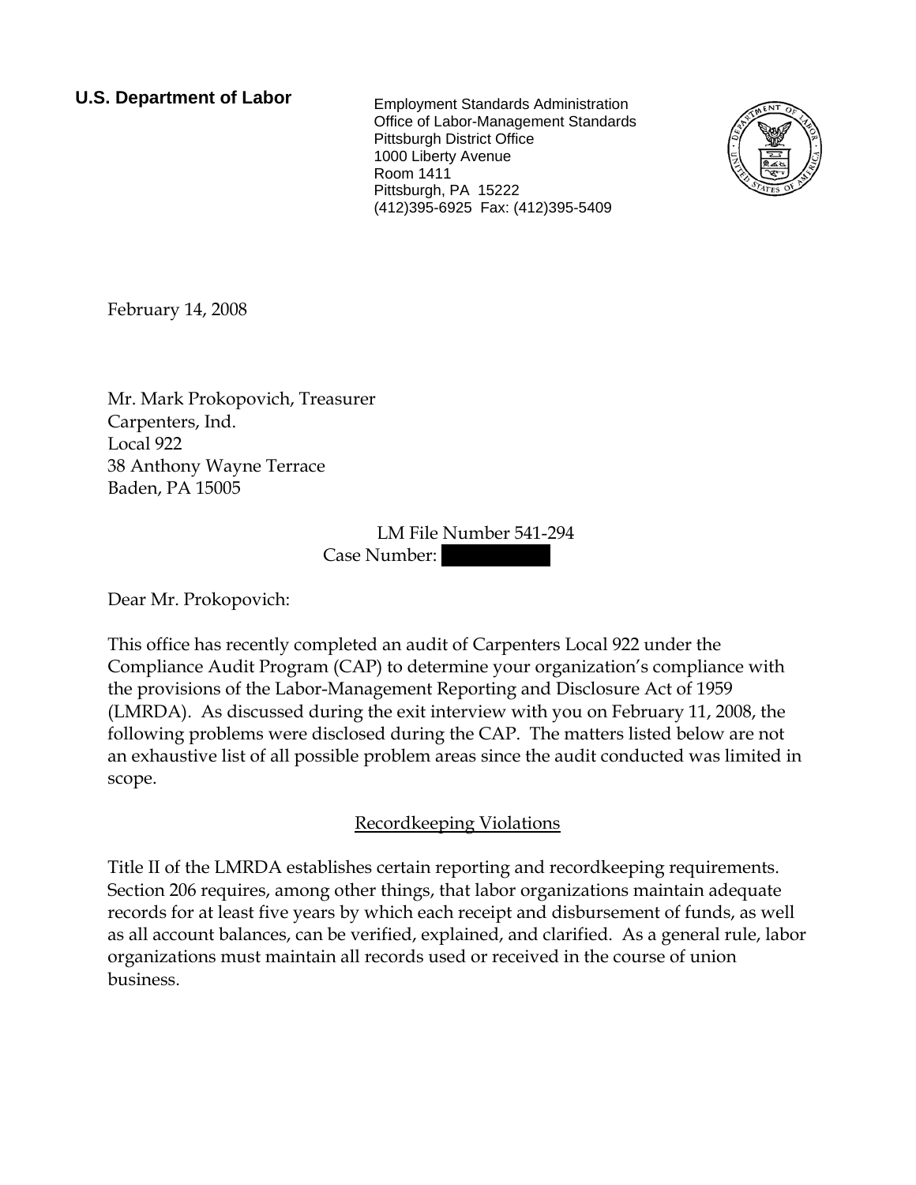**U.S. Department of Labor**

Employment Standards Administration
Office of Labor-Management Standards
Pittsburgh District Office
1000 Liberty Avenue
Room 1411
Pittsburgh, PA 15222
(412)395-6925 Fax: (412)395-5409

February 14, 2008

Mr. Mark Prokopovich, Treasurer
Carpenters, Ind.
Local 922
38 Anthony Wayne Terrace
Baden, PA 15005

LM File Number 541-294
Case Number: 

Dear Mr. Prokopovich:

This office has recently completed an audit of Carpenters Local 922 under the Compliance Audit Program (CAP) to determine your organization's compliance with the provisions of the Labor-Management Reporting and Disclosure Act of 1959 (LMRDA). As discussed during the exit interview with you on February 11, 2008, the following problems were disclosed during the CAP. The matters listed below are not an exhaustive list of all possible problem areas since the audit conducted was limited in scope.

## Recordkeeping Violations

Title II of the LMRDA establishes certain reporting and recordkeeping requirements. Section 206 requires, among other things, that labor organizations maintain adequate records for at least five years by which each receipt and disbursement of funds, as well as all account balances, can be verified, explained, and clarified. As a general rule, labor organizations must maintain all records used or received in the course of union business.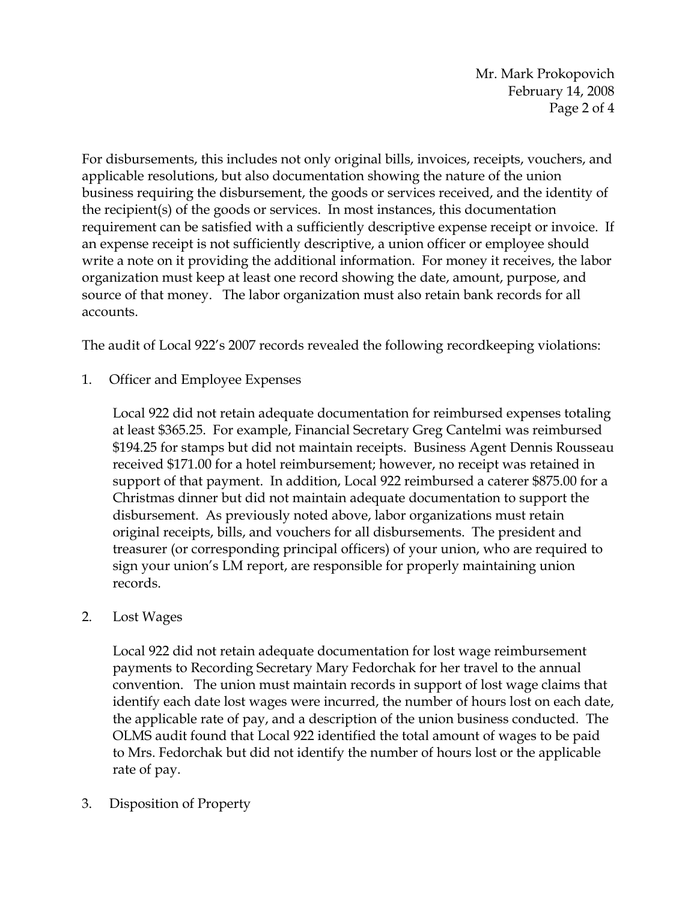For disbursements, this includes not only original bills, invoices, receipts, vouchers, and applicable resolutions, but also documentation showing the nature of the union business requiring the disbursement, the goods or services received, and the identity of the recipient(s) of the goods or services. In most instances, this documentation requirement can be satisfied with a sufficiently descriptive expense receipt or invoice. If an expense receipt is not sufficiently descriptive, a union officer or employee should write a note on it providing the additional information. For money it receives, the labor organization must keep at least one record showing the date, amount, purpose, and source of that money. The labor organization must also retain bank records for all accounts.

The audit of Local 922's 2007 records revealed the following recordkeeping violations:

1. Officer and Employee Expenses

   Local 922 did not retain adequate documentation for reimbursed expenses totaling at least $365.25. For example, Financial Secretary Greg Cantelmi was reimbursed $194.25 for stamps but did not maintain receipts. Business Agent Dennis Rousseau received $171.00 for a hotel reimbursement; however, no receipt was retained in support of that payment. In addition, Local 922 reimbursed a caterer $875.00 for a Christmas dinner but did not maintain adequate documentation to support the disbursement. As previously noted above, labor organizations must retain original receipts, bills, and vouchers for all disbursements. The president and treasurer (or corresponding principal officers) of your union, who are required to sign your union's LM report, are responsible for properly maintaining union records.

2. Lost Wages

   Local 922 did not retain adequate documentation for lost wage reimbursement payments to Recording Secretary Mary Fedorchak for her travel to the annual convention. The union must maintain records in support of lost wage claims that identify each date lost wages were incurred, the number of hours lost on each date, the applicable rate of pay, and a description of the union business conducted. The OLMS audit found that Local 922 identified the total amount of wages to be paid to Mrs. Fedorchak but did not identify the number of hours lost or the applicable rate of pay.

3. Disposition of Property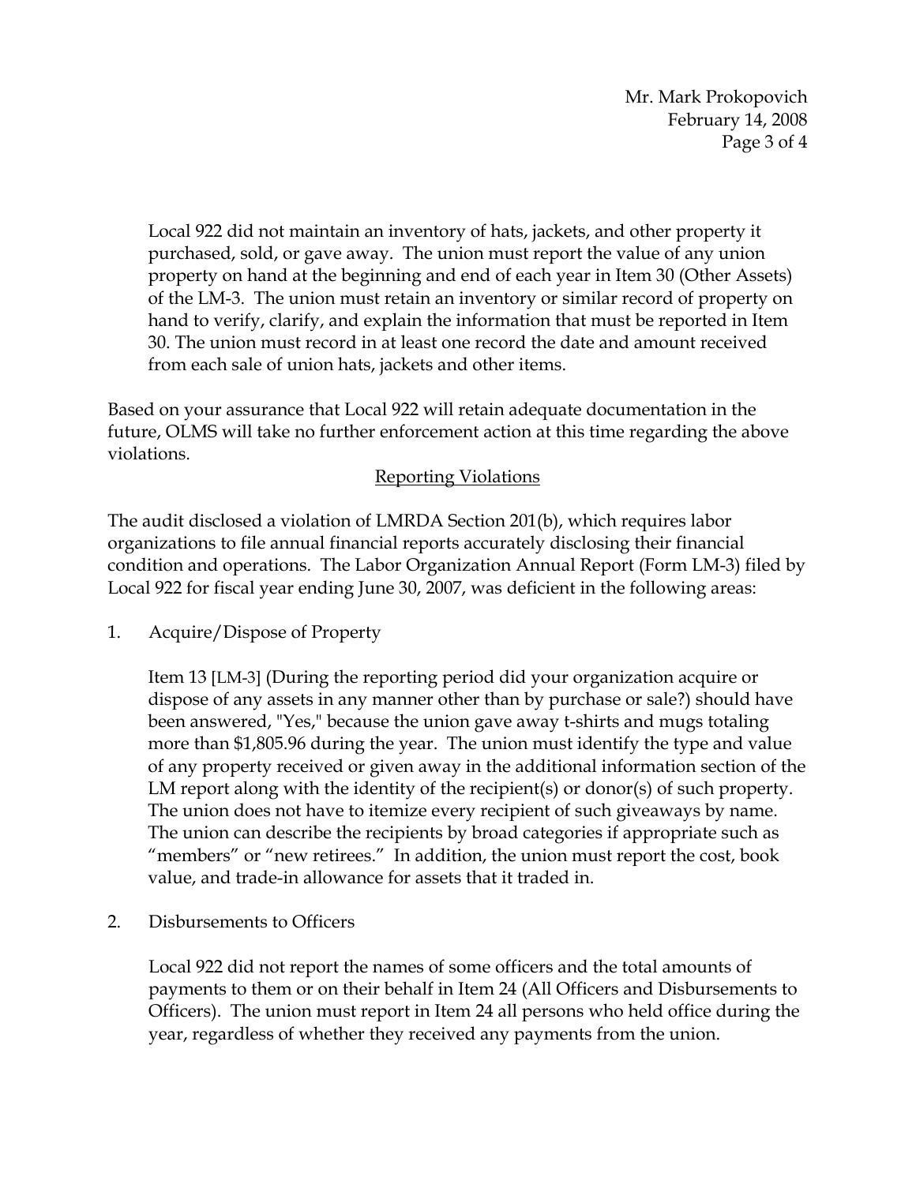Local 922 did not maintain an inventory of hats, jackets, and other property it purchased, sold, or gave away. The union must report the value of any union property on hand at the beginning and end of each year in Item 30 (Other Assets) of the LM-3. The union must retain an inventory or similar record of property on hand to verify, clarify, and explain the information that must be reported in Item 30. The union must record in at least one record the date and amount received from each sale of union hats, jackets and other items.

Based on your assurance that Local 922 will retain adequate documentation in the future, OLMS will take no further enforcement action at this time regarding the above violations.

## Reporting Violations

The audit disclosed a violation of LMRDA Section 201(b), which requires labor organizations to file annual financial reports accurately disclosing their financial condition and operations. The Labor Organization Annual Report (Form LM-3) filed by Local 922 for fiscal year ending June 30, 2007, was deficient in the following areas:

1. Acquire/Dispose of Property

   Item 13 [LM-3] (During the reporting period did your organization acquire or dispose of any assets in any manner other than by purchase or sale?) should have been answered, "Yes," because the union gave away t-shirts and mugs totaling more than $1,805.96 during the year. The union must identify the type and value of any property received or given away in the additional information section of the LM report along with the identity of the recipient(s) or donor(s) of such property. The union does not have to itemize every recipient of such giveaways by name. The union can describe the recipients by broad categories if appropriate such as "members" or "new retirees." In addition, the union must report the cost, book value, and trade-in allowance for assets that it traded in.

2. Disbursements to Officers

   Local 922 did not report the names of some officers and the total amounts of payments to them or on their behalf in Item 24 (All Officers and Disbursements to Officers). The union must report in Item 24 all persons who held office during the year, regardless of whether they received any payments from the union.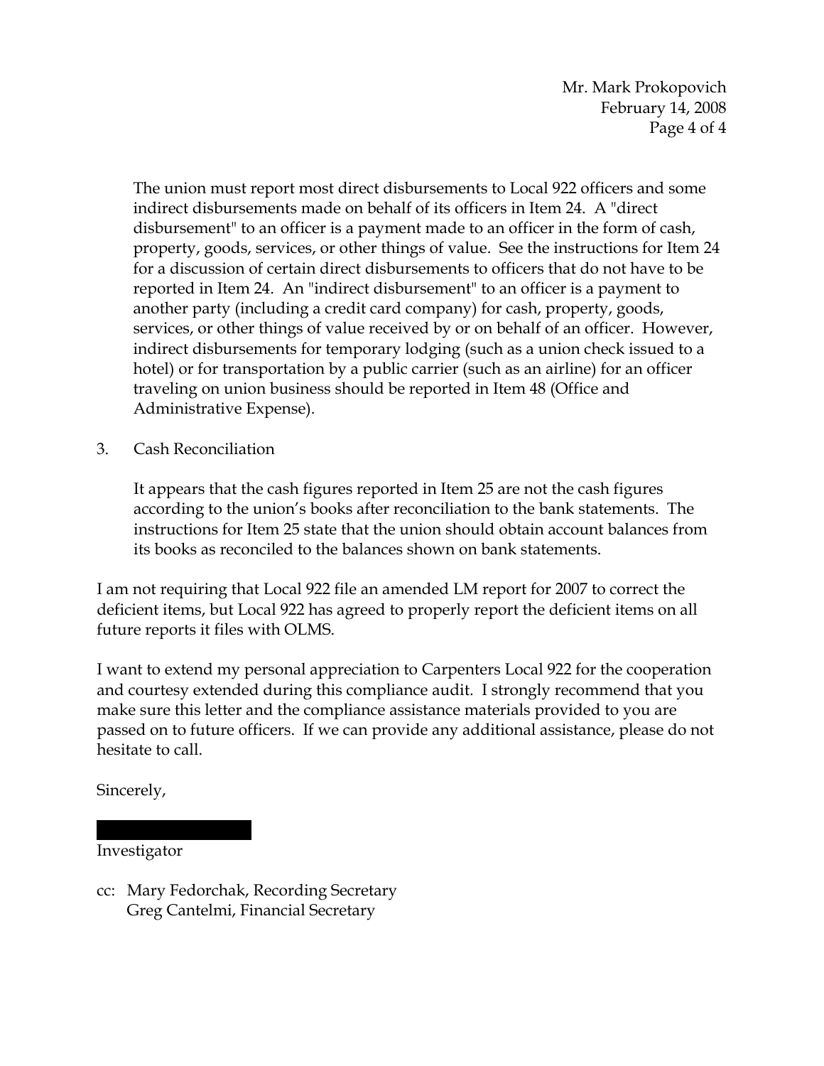The union must report most direct disbursements to Local 922 officers and some indirect disbursements made on behalf of its officers in Item 24. A "direct disbursement" to an officer is a payment made to an officer in the form of cash, property, goods, services, or other things of value. See the instructions for Item 24 for a discussion of certain direct disbursements to officers that do not have to be reported in Item 24. An "indirect disbursement" to an officer is a payment to another party (including a credit card company) for cash, property, goods, services, or other things of value received by or on behalf of an officer. However, indirect disbursements for temporary lodging (such as a union check issued to a hotel) or for transportation by a public carrier (such as an airline) for an officer traveling on union business should be reported in Item 48 (Office and Administrative Expense).

3. Cash Reconciliation

   It appears that the cash figures reported in Item 25 are not the cash figures according to the union's books after reconciliation to the bank statements. The instructions for Item 25 state that the union should obtain account balances from its books as reconciled to the balances shown on bank statements.

I am not requiring that Local 922 file an amended LM report for 2007 to correct the deficient items, but Local 922 has agreed to properly report the deficient items on all future reports it files with OLMS.

I want to extend my personal appreciation to Carpenters Local 922 for the cooperation and courtesy extended during this compliance audit. I strongly recommend that you make sure this letter and the compliance assistance materials provided to you are passed on to future officers. If we can provide any additional assistance, please do not hesitate to call.

Sincerely,

Investigator

cc: Mary Fedorchak, Recording Secretary
    Greg Cantelmi, Financial Secretary